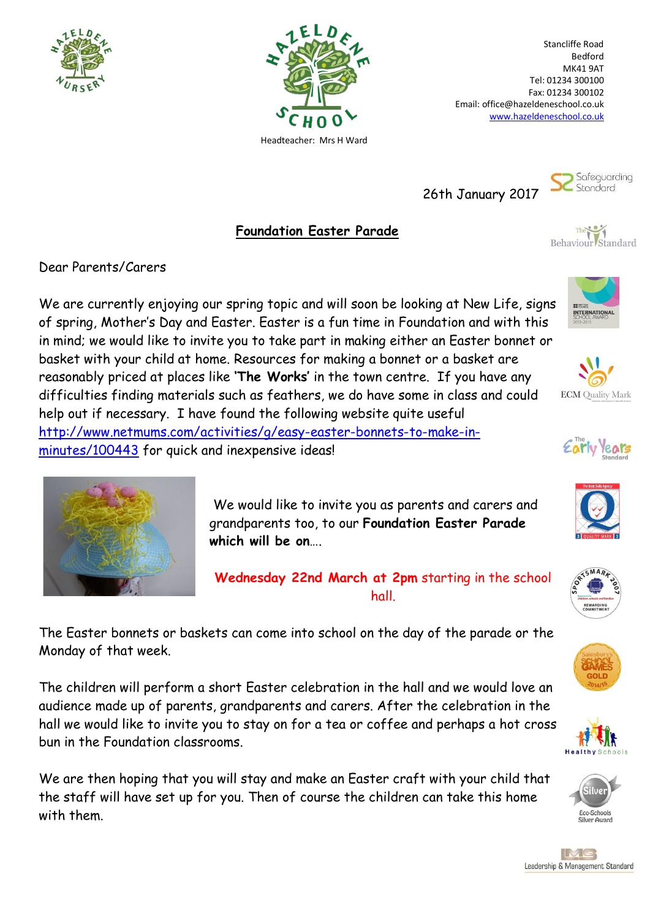Stancliffe Road
Bedford
MK41 9AT
Tel: 01234 300100
Fax: 01234 300102
Email: office@hazeldeneschool.co.uk
www.hazeldeneschool.co.uk

Headteacher: Mrs H Ward

26th January 2017

## Foundation Easter Parade

Dear Parents/Carers

We are currently enjoying our spring topic and will soon be looking at New Life, signs of spring, Mother's Day and Easter. Easter is a fun time in Foundation and with this in mind; we would like to invite you to take part in making either an Easter bonnet or basket with your child at home. Resources for making a bonnet or a basket are reasonably priced at places like **'The Works'** in the town centre. If you have any difficulties finding materials such as feathers, we do have some in class and could help out if necessary. I have found the following website quite useful http://www.netmums.com/activities/g/easy-easter-bonnets-to-make-in-minutes/100443 for quick and inexpensive ideas!

We would like to invite you as parents and carers and grandparents too, to our **Foundation Easter Parade which will be on….**

**Wednesday 22nd March at 2pm** starting in the school hall.

The Easter bonnets or baskets can come into school on the day of the parade or the Monday of that week.

The children will perform a short Easter celebration in the hall and we would love an audience made up of parents, grandparents and carers. After the celebration in the hall we would like to invite you to stay on for a tea or coffee and perhaps a hot cross bun in the Foundation classrooms.

We are then hoping that you will stay and make an Easter craft with your child that the staff will have set up for you. Then of course the children can take this home with them.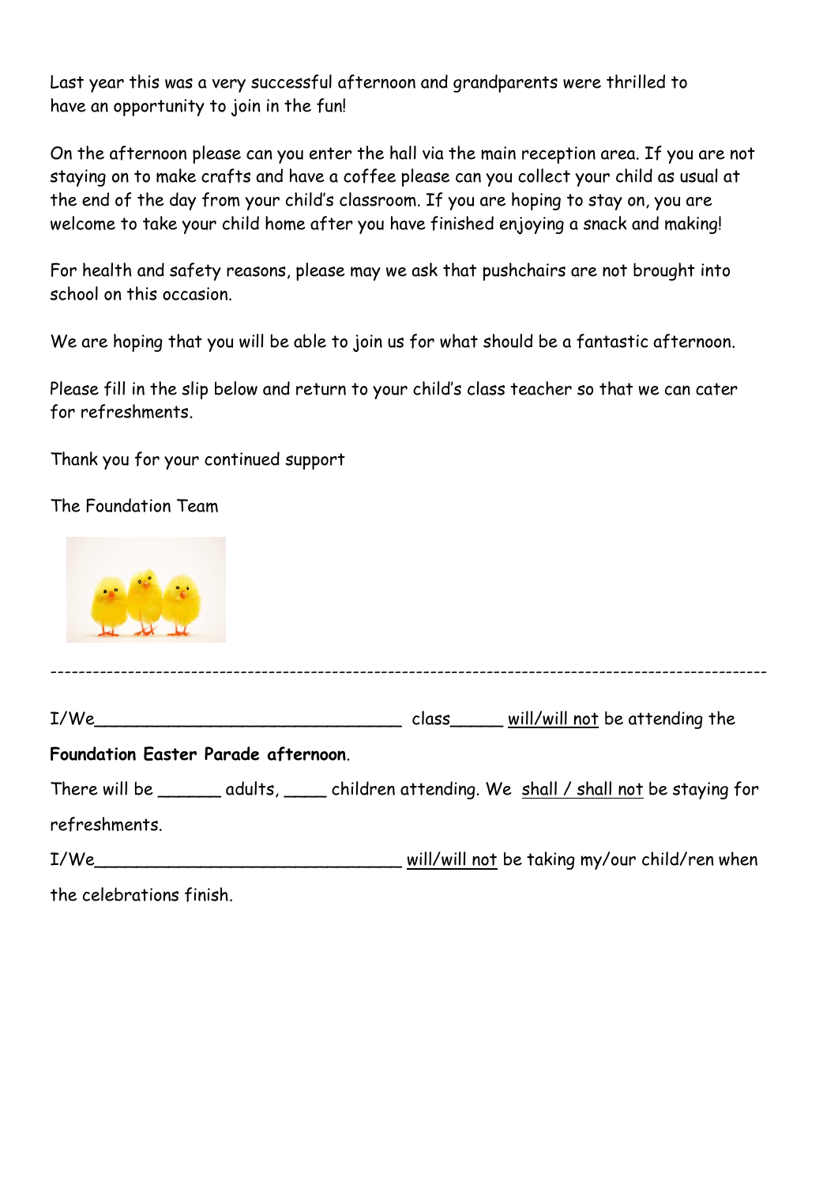Last year this was a very successful afternoon and grandparents were thrilled to have an opportunity to join in the fun!

On the afternoon please can you enter the hall via the main reception area. If you are not staying on to make crafts and have a coffee please can you collect your child as usual at the end of the day from your child's classroom. If you are hoping to stay on, you are welcome to take your child home after you have finished enjoying a snack and making!

For health and safety reasons, please may we ask that pushchairs are not brought into school on this occasion.

We are hoping that you will be able to join us for what should be a fantastic afternoon.

Please fill in the slip below and return to your child's class teacher so that we can cater for refreshments.

Thank you for your continued support

The Foundation Team

---

I/We______________________________ class_____ <u>will/will not</u> be attending the **Foundation Easter Parade afternoon**.

There will be ______ adults, ____ children attending. We <u>shall / shall not</u> be staying for refreshments.

I/We______________________________ <u>will/will not</u> be taking my/our child/ren when the celebrations finish.